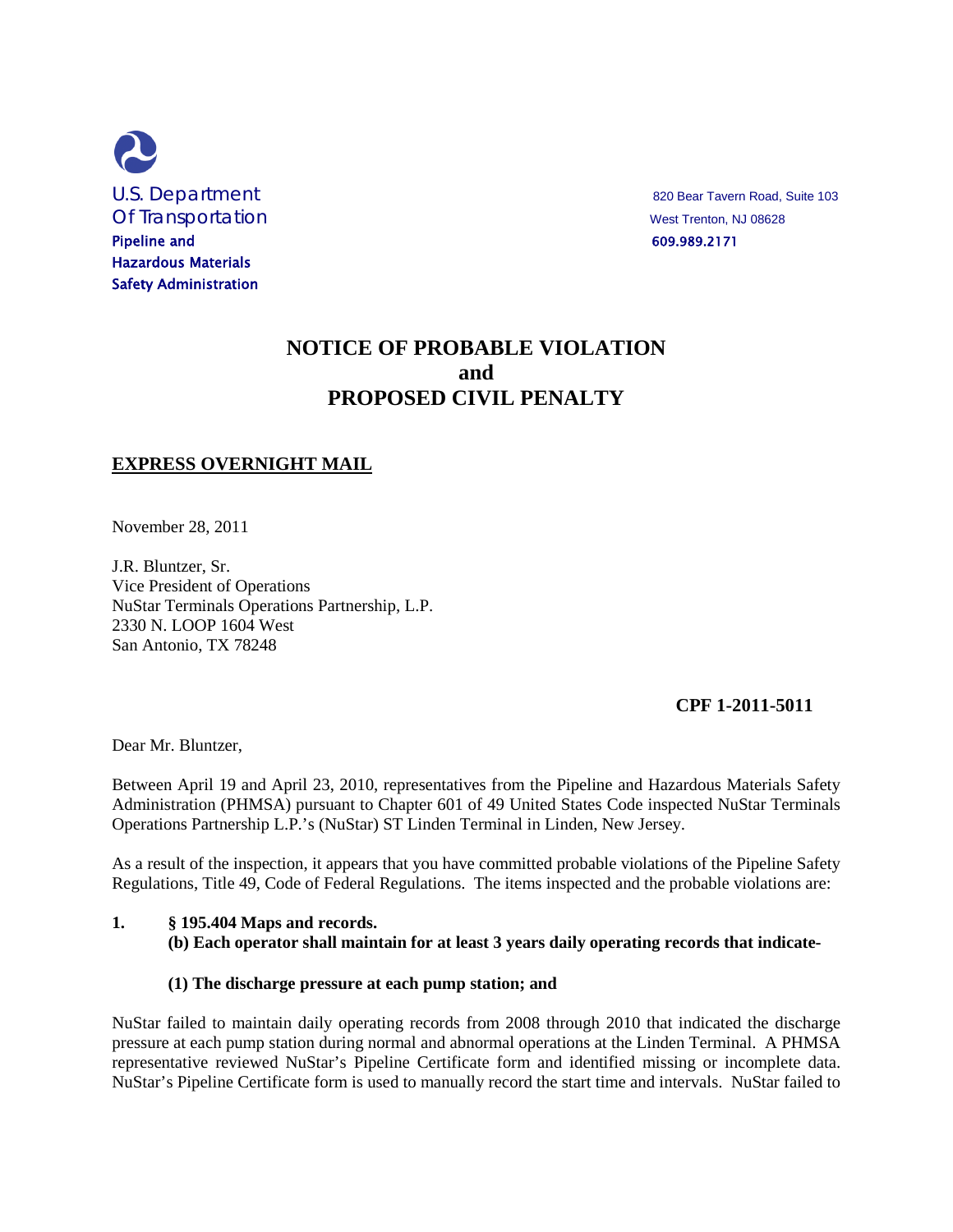U.S. Department
Of Transportation
**Pipeline and**
**Hazardous Materials**
**Safety Administration**

820 Bear Tavern Road, Suite 103
West Trenton, NJ 08628
609.989.2171

# NOTICE OF PROBABLE VIOLATION and PROPOSED CIVIL PENALTY

**EXPRESS OVERNIGHT MAIL**

November 28, 2011

J.R. Bluntzer, Sr.
Vice President of Operations
NuStar Terminals Operations Partnership, L.P.
2330 N. LOOP 1604 West
San Antonio, TX 78248

**CPF 1-2011-5011**

Dear Mr. Bluntzer,

Between April 19 and April 23, 2010, representatives from the Pipeline and Hazardous Materials Safety Administration (PHMSA) pursuant to Chapter 601 of 49 United States Code inspected NuStar Terminals Operations Partnership L.P.'s (NuStar) ST Linden Terminal in Linden, New Jersey.

As a result of the inspection, it appears that you have committed probable violations of the Pipeline Safety Regulations, Title 49, Code of Federal Regulations. The items inspected and the probable violations are:

**1. § 195.404 Maps and records.**
**(b) Each operator shall maintain for at least 3 years daily operating records that indicate-**

**(1) The discharge pressure at each pump station; and**

NuStar failed to maintain daily operating records from 2008 through 2010 that indicated the discharge pressure at each pump station during normal and abnormal operations at the Linden Terminal. A PHMSA representative reviewed NuStar's Pipeline Certificate form and identified missing or incomplete data. NuStar's Pipeline Certificate form is used to manually record the start time and intervals. NuStar failed to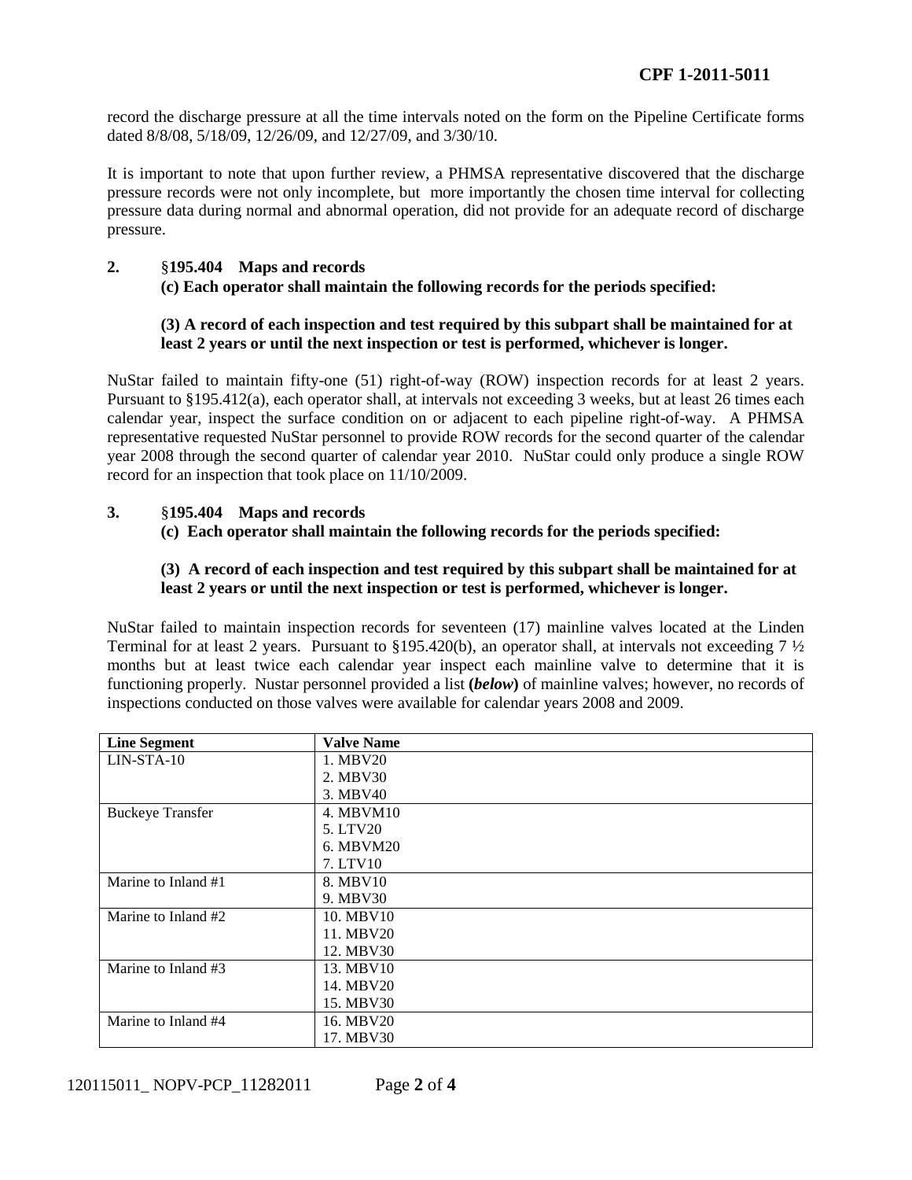record the discharge pressure at all the time intervals noted on the form on the Pipeline Certificate forms dated 8/8/08, 5/18/09, 12/26/09, and 12/27/09, and 3/30/10.

It is important to note that upon further review, a PHMSA representative discovered that the discharge pressure records were not only incomplete, but more importantly the chosen time interval for collecting pressure data during normal and abnormal operation, did not provide for an adequate record of discharge pressure.

**2. §195.404 Maps and records**
**(c) Each operator shall maintain the following records for the periods specified:**

**(3) A record of each inspection and test required by this subpart shall be maintained for at least 2 years or until the next inspection or test is performed, whichever is longer.**

NuStar failed to maintain fifty-one (51) right-of-way (ROW) inspection records for at least 2 years. Pursuant to §195.412(a), each operator shall, at intervals not exceeding 3 weeks, but at least 26 times each calendar year, inspect the surface condition on or adjacent to each pipeline right-of-way. A PHMSA representative requested NuStar personnel to provide ROW records for the second quarter of the calendar year 2008 through the second quarter of calendar year 2010. NuStar could only produce a single ROW record for an inspection that took place on 11/10/2009.

**3. §195.404 Maps and records**
**(c) Each operator shall maintain the following records for the periods specified:**

**(3) A record of each inspection and test required by this subpart shall be maintained for at least 2 years or until the next inspection or test is performed, whichever is longer.**

NuStar failed to maintain inspection records for seventeen (17) mainline valves located at the Linden Terminal for at least 2 years. Pursuant to §195.420(b), an operator shall, at intervals not exceeding 7 ½ months but at least twice each calendar year inspect each mainline valve to determine that it is functioning properly. Nustar personnel provided a list **(*below*)** of mainline valves; however, no records of inspections conducted on those valves were available for calendar years 2008 and 2009.

| Line Segment | Valve Name |
|---|---|
| LIN-STA-10 | 1. MBV20<br>2. MBV30<br>3. MBV40 |
| Buckeye Transfer | 4. MBVM10<br>5. LTV20<br>6. MBVM20<br>7. LTV10 |
| Marine to Inland #1 | 8. MBV10<br>9. MBV30 |
| Marine to Inland #2 | 10. MBV10<br>11. MBV20<br>12. MBV30 |
| Marine to Inland #3 | 13. MBV10<br>14. MBV20<br>15. MBV30 |
| Marine to Inland #4 | 16. MBV20<br>17. MBV30 |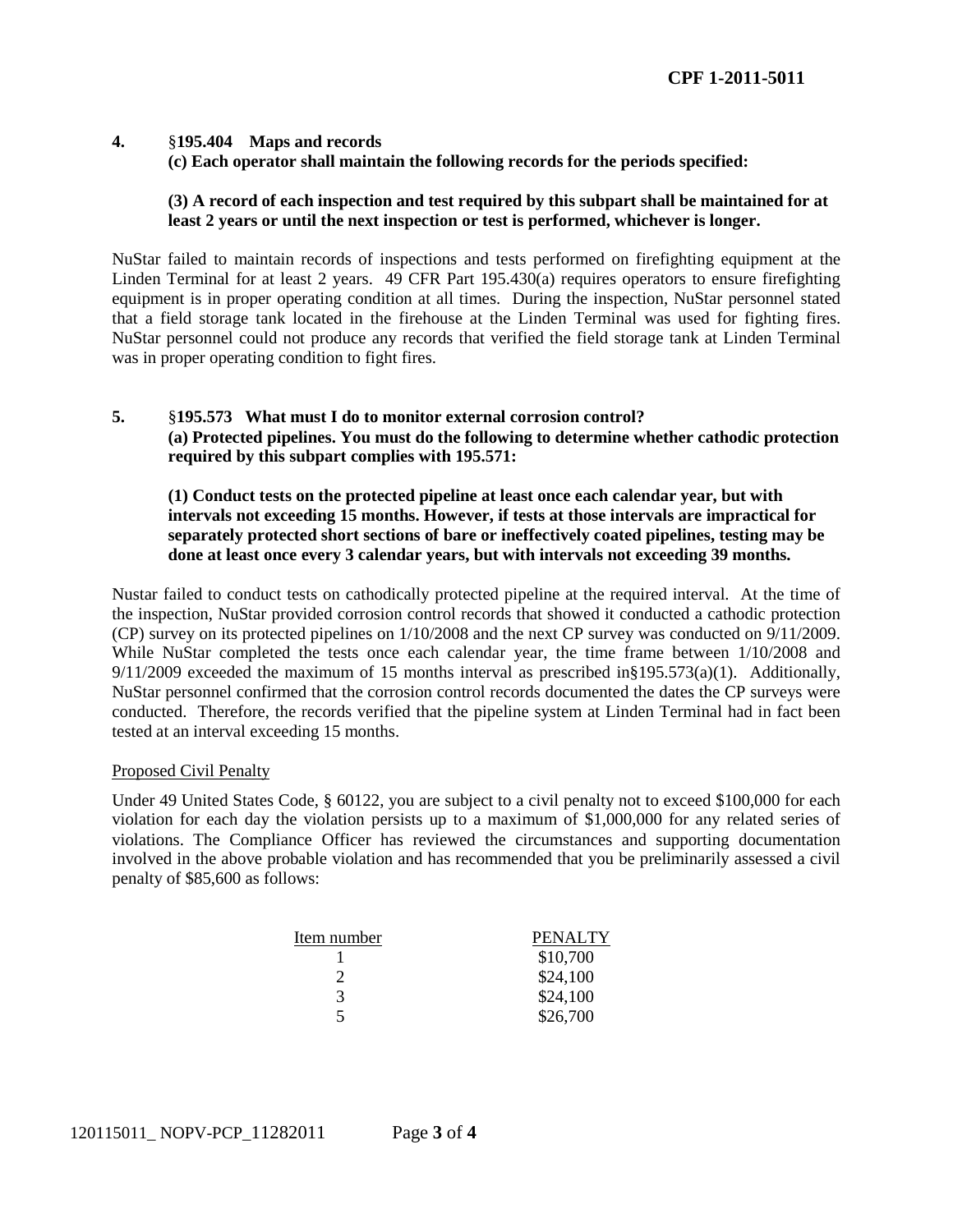**4. §195.404 Maps and records**
**(c) Each operator shall maintain the following records for the periods specified:**

**(3) A record of each inspection and test required by this subpart shall be maintained for at least 2 years or until the next inspection or test is performed, whichever is longer.**

NuStar failed to maintain records of inspections and tests performed on firefighting equipment at the Linden Terminal for at least 2 years. 49 CFR Part 195.430(a) requires operators to ensure firefighting equipment is in proper operating condition at all times. During the inspection, NuStar personnel stated that a field storage tank located in the firehouse at the Linden Terminal was used for fighting fires. NuStar personnel could not produce any records that verified the field storage tank at Linden Terminal was in proper operating condition to fight fires.

**5. §195.573 What must I do to monitor external corrosion control?**
**(a) Protected pipelines. You must do the following to determine whether cathodic protection required by this subpart complies with 195.571:**

**(1) Conduct tests on the protected pipeline at least once each calendar year, but with intervals not exceeding 15 months. However, if tests at those intervals are impractical for separately protected short sections of bare or ineffectively coated pipelines, testing may be done at least once every 3 calendar years, but with intervals not exceeding 39 months.**

Nustar failed to conduct tests on cathodically protected pipeline at the required interval. At the time of the inspection, NuStar provided corrosion control records that showed it conducted a cathodic protection (CP) survey on its protected pipelines on 1/10/2008 and the next CP survey was conducted on 9/11/2009. While NuStar completed the tests once each calendar year, the time frame between 1/10/2008 and 9/11/2009 exceeded the maximum of 15 months interval as prescribed in§195.573(a)(1). Additionally, NuStar personnel confirmed that the corrosion control records documented the dates the CP surveys were conducted. Therefore, the records verified that the pipeline system at Linden Terminal had in fact been tested at an interval exceeding 15 months.

Proposed Civil Penalty

Under 49 United States Code, § 60122, you are subject to a civil penalty not to exceed $100,000 for each violation for each day the violation persists up to a maximum of $1,000,000 for any related series of violations. The Compliance Officer has reviewed the circumstances and supporting documentation involved in the above probable violation and has recommended that you be preliminarily assessed a civil penalty of $85,600 as follows:

| Item number | PENALTY |
|---|---|
| 1 | $10,700 |
| 2 | $24,100 |
| 3 | $24,100 |
| 5 | $26,700 |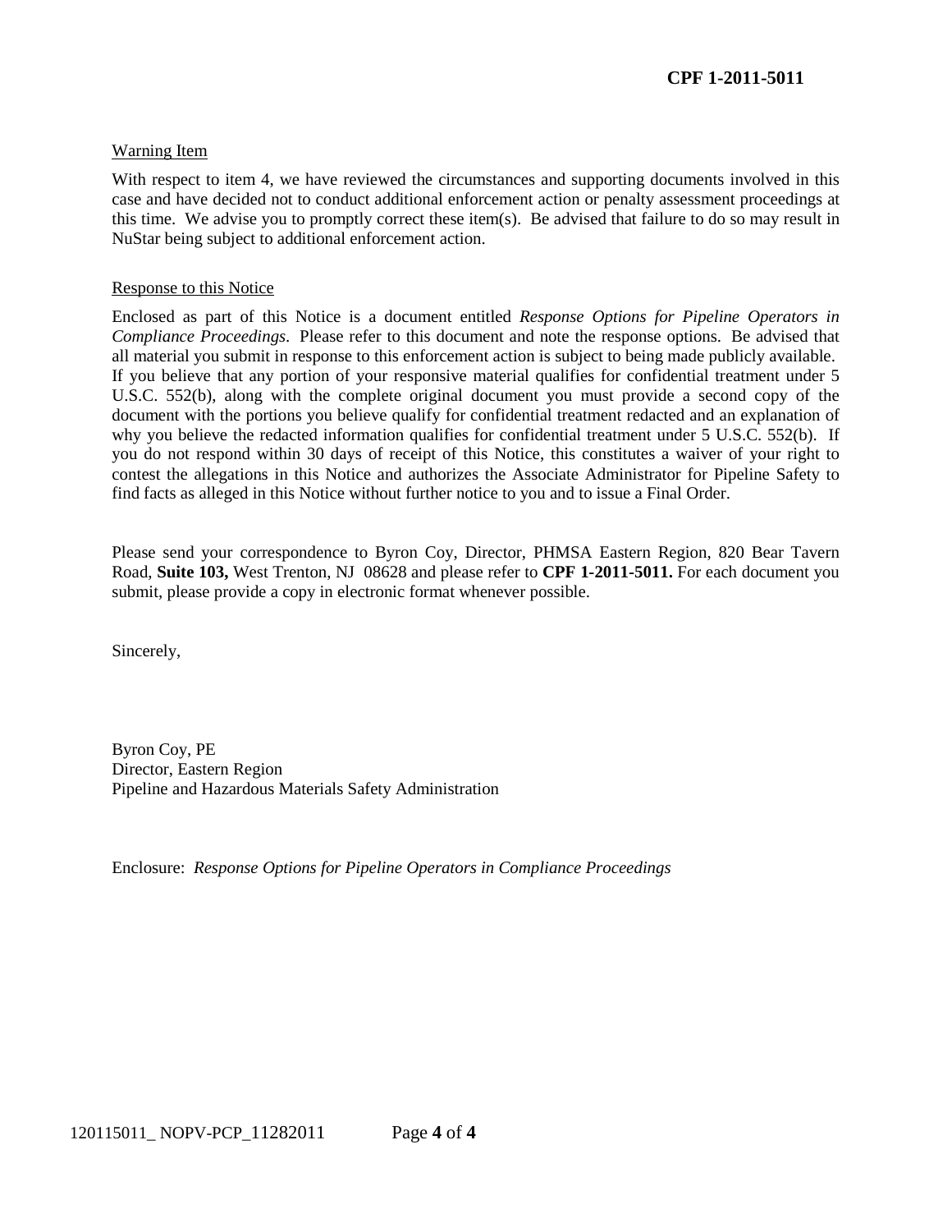Warning Item

With respect to item 4, we have reviewed the circumstances and supporting documents involved in this case and have decided not to conduct additional enforcement action or penalty assessment proceedings at this time. We advise you to promptly correct these item(s). Be advised that failure to do so may result in NuStar being subject to additional enforcement action.

Response to this Notice

Enclosed as part of this Notice is a document entitled *Response Options for Pipeline Operators in Compliance Proceedings*. Please refer to this document and note the response options. Be advised that all material you submit in response to this enforcement action is subject to being made publicly available. If you believe that any portion of your responsive material qualifies for confidential treatment under 5 U.S.C. 552(b), along with the complete original document you must provide a second copy of the document with the portions you believe qualify for confidential treatment redacted and an explanation of why you believe the redacted information qualifies for confidential treatment under 5 U.S.C. 552(b). If you do not respond within 30 days of receipt of this Notice, this constitutes a waiver of your right to contest the allegations in this Notice and authorizes the Associate Administrator for Pipeline Safety to find facts as alleged in this Notice without further notice to you and to issue a Final Order.

Please send your correspondence to Byron Coy, Director, PHMSA Eastern Region, 820 Bear Tavern Road, **Suite 103,** West Trenton, NJ 08628 and please refer to **CPF 1-2011-5011.** For each document you submit, please provide a copy in electronic format whenever possible.

Sincerely,

Byron Coy, PE
Director, Eastern Region
Pipeline and Hazardous Materials Safety Administration

Enclosure: *Response Options for Pipeline Operators in Compliance Proceedings*